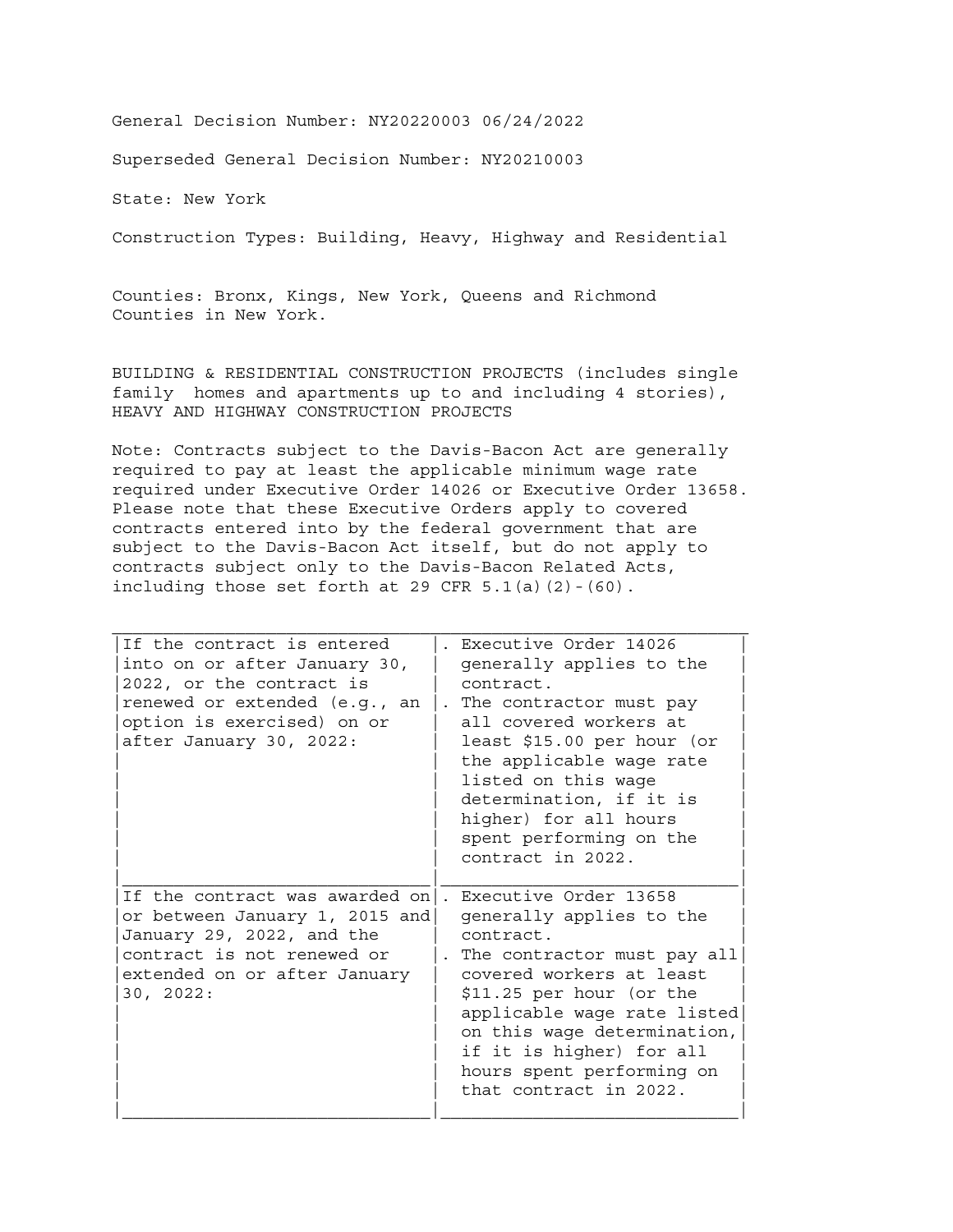General Decision Number: NY20220003 06/24/2022

Superseded General Decision Number: NY20210003

State: New York

Construction Types: Building, Heavy, Highway and Residential

Counties: Bronx, Kings, New York, Queens and Richmond Counties in New York.

BUILDING & RESIDENTIAL CONSTRUCTION PROJECTS (includes single family homes and apartments up to and including 4 stories), HEAVY AND HIGHWAY CONSTRUCTION PROJECTS

Note: Contracts subject to the Davis-Bacon Act are generally required to pay at least the applicable minimum wage rate required under Executive Order 14026 or Executive Order 13658. Please note that these Executive Orders apply to covered contracts entered into by the federal government that are subject to the Davis-Bacon Act itself, but do not apply to contracts subject only to the Davis-Bacon Related Acts, including those set forth at 29 CFR 5.1(a)(2)-(60).

| | |
|---|---|
| If the contract is entered into on or after January 30, 2022, or the contract is renewed or extended (e.g., an option is exercised) on or after January 30, 2022: | . Executive Order 14026 generally applies to the contract.<br>. The contractor must pay all covered workers at least $15.00 per hour (or the applicable wage rate listed on this wage determination, if it is higher) for all hours spent performing on the contract in 2022. |
| If the contract was awarded on or between January 1, 2015 and January 29, 2022, and the contract is not renewed or extended on or after January 30, 2022: | . Executive Order 13658 generally applies to the contract.<br>. The contractor must pay all covered workers at least $11.25 per hour (or the applicable wage rate listed on this wage determination, if it is higher) for all hours spent performing on that contract in 2022. |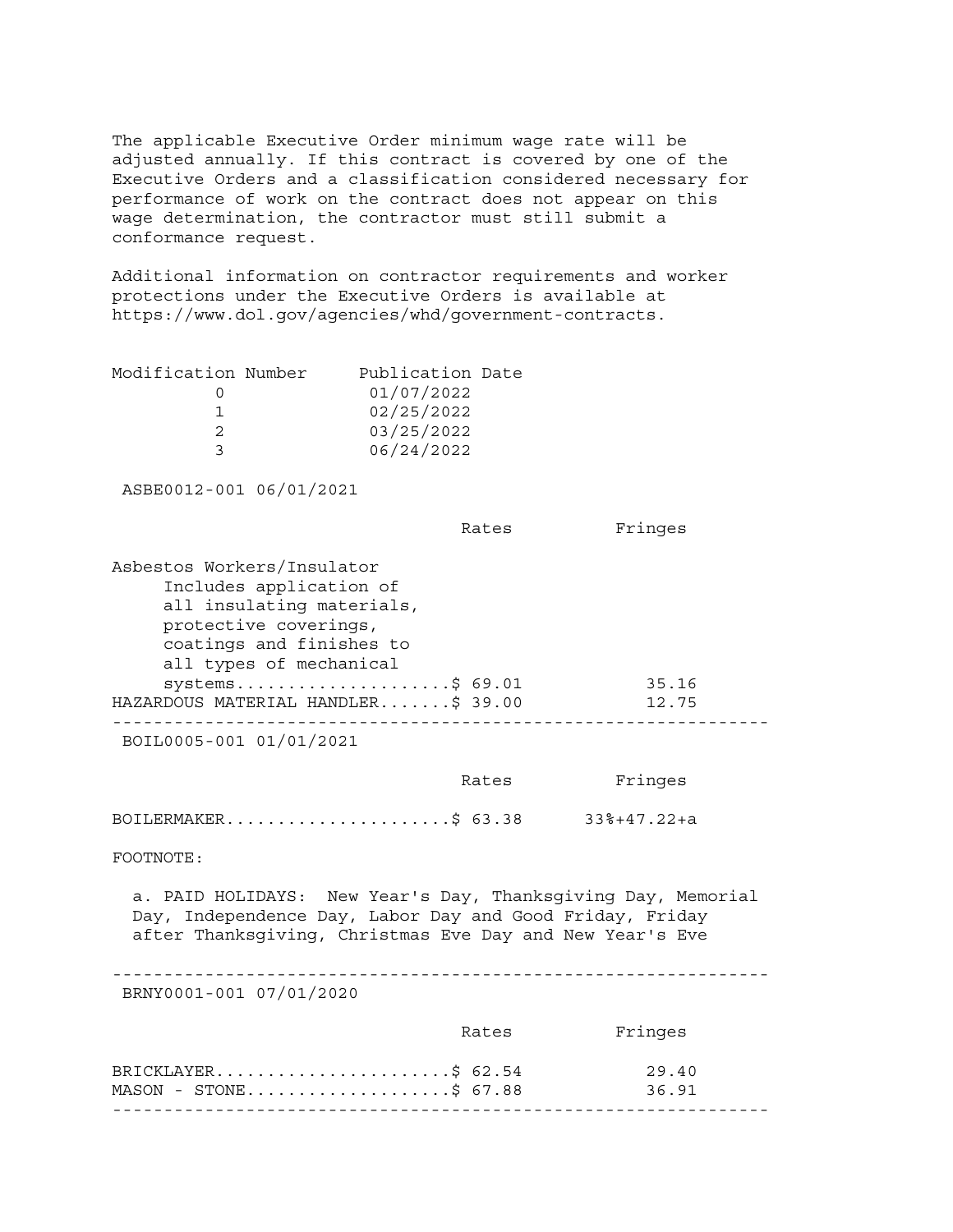The applicable Executive Order minimum wage rate will be adjusted annually. If this contract is covered by one of the Executive Orders and a classification considered necessary for performance of work on the contract does not appear on this wage determination, the contractor must still submit a conformance request.

Additional information on contractor requirements and worker protections under the Executive Orders is available at https://www.dol.gov/agencies/whd/government-contracts.

| Modification Number | Publication Date |
|---|---|
| 0 | 01/07/2022 |
| 1 | 02/25/2022 |
| 2 | 03/25/2022 |
| 3 | 06/24/2022 |

ASBE0012-001 06/01/2021

| | Rates | Fringes |
|---|---|---|
| Asbestos Workers/Insulator Includes application of all insulating materials, protective coverings, coatings and finishes to all types of mechanical systems | $ 69.01 | 35.16 |
| HAZARDOUS MATERIAL HANDLER | $ 39.00 | 12.75 |

---

BOIL0005-001 01/01/2021

| | Rates | Fringes |
|---|---|---|
| BOILERMAKER | $ 63.38 | 33%+47.22+a |

FOOTNOTE:

a. PAID HOLIDAYS: New Year's Day, Thanksgiving Day, Memorial Day, Independence Day, Labor Day and Good Friday, Friday after Thanksgiving, Christmas Eve Day and New Year's Eve

---

BRNY0001-001 07/01/2020

| | Rates | Fringes |
|---|---|---|
| BRICKLAYER | $ 62.54 | 29.40 |
| MASON - STONE | $ 67.88 | 36.91 |

---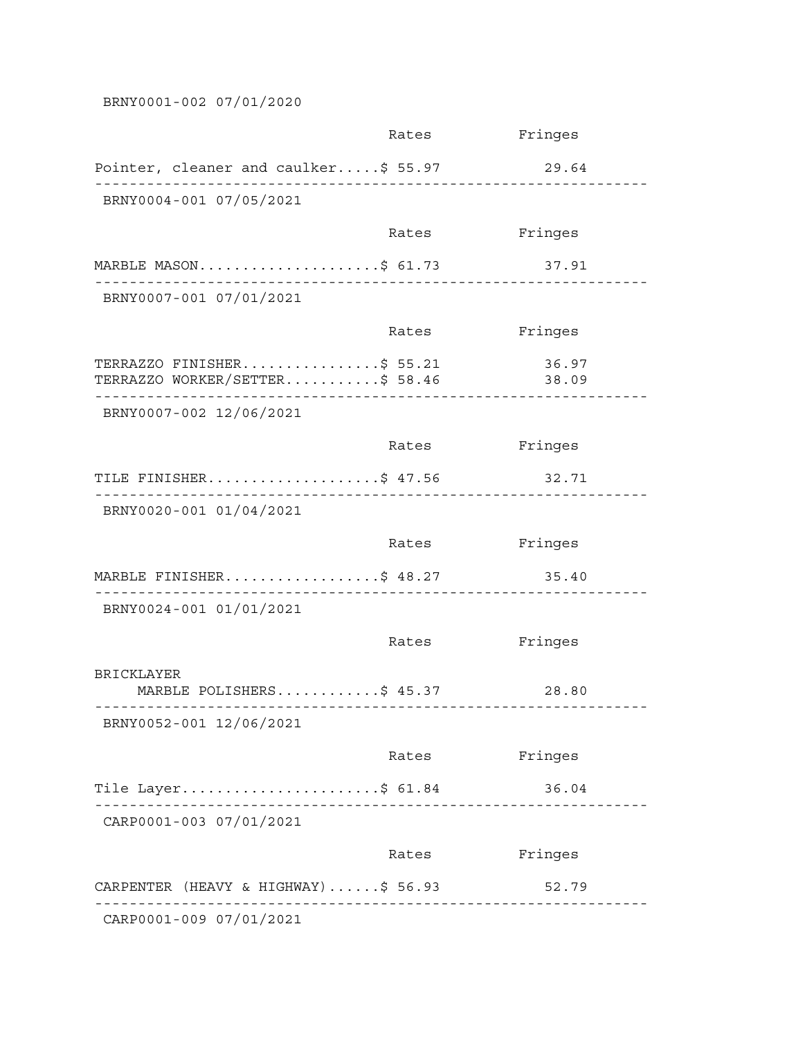BRNY0001-002 07/01/2020

| | Rates | Fringes |
|---|---|---|
| Pointer, cleaner and caulker | $ 55.97 | 29.64 |

---

BRNY0004-001 07/05/2021

| | Rates | Fringes |
|---|---|---|
| MARBLE MASON | $ 61.73 | 37.91 |

---

BRNY0007-001 07/01/2021

| | Rates | Fringes |
|---|---|---|
| TERRAZZO FINISHER | $ 55.21 | 36.97 |
| TERRAZZO WORKER/SETTER | $ 58.46 | 38.09 |

---

BRNY0007-002 12/06/2021

| | Rates | Fringes |
|---|---|---|
| TILE FINISHER | $ 47.56 | 32.71 |

---

BRNY0020-001 01/04/2021

| | Rates | Fringes |
|---|---|---|
| MARBLE FINISHER | $ 48.27 | 35.40 |

---

BRNY0024-001 01/01/2021

| | Rates | Fringes |
|---|---|---|
| BRICKLAYER | | |
| MARBLE POLISHERS | $ 45.37 | 28.80 |

---

BRNY0052-001 12/06/2021

| | Rates | Fringes |
|---|---|---|
| Tile Layer | $ 61.84 | 36.04 |

---

CARP0001-003 07/01/2021

| | Rates | Fringes |
|---|---|---|
| CARPENTER (HEAVY & HIGHWAY) | $ 56.93 | 52.79 |

---

CARP0001-009 07/01/2021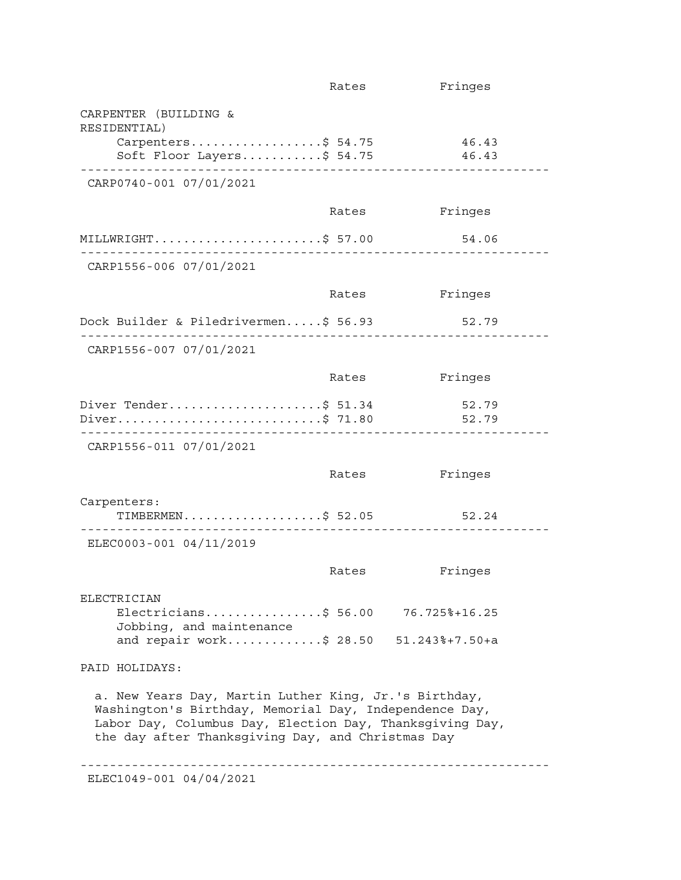| | Rates | Fringes |
|---|---|---|
| CARPENTER (BUILDING & RESIDENTIAL) | | |
| Carpenters | $ 54.75 | 46.43 |
| Soft Floor Layers | $ 54.75 | 46.43 |

---

CARP0740-001 07/01/2021

| | Rates | Fringes |
|---|---|---|
| MILLWRIGHT | $ 57.00 | 54.06 |

---

CARP1556-006 07/01/2021

| | Rates | Fringes |
|---|---|---|
| Dock Builder & Piledrivermen | $ 56.93 | 52.79 |

---

CARP1556-007 07/01/2021

| | Rates | Fringes |
|---|---|---|
| Diver Tender | $ 51.34 | 52.79 |
| Diver | $ 71.80 | 52.79 |

---

CARP1556-011 07/01/2021

| | Rates | Fringes |
|---|---|---|
| Carpenters: | | |
| TIMBERMEN | $ 52.05 | 52.24 |

---

ELEC0003-001 04/11/2019

| | Rates | Fringes |
|---|---|---|
| ELECTRICIAN | | |
| Electricians | $ 56.00 | 76.725%+16.25 |
| Jobbing, and maintenance and repair work | $ 28.50 | 51.243%+7.50+a |

PAID HOLIDAYS:

a. New Years Day, Martin Luther King, Jr.'s Birthday, Washington's Birthday, Memorial Day, Independence Day, Labor Day, Columbus Day, Election Day, Thanksgiving Day, the day after Thanksgiving Day, and Christmas Day

---

ELEC1049-001 04/04/2021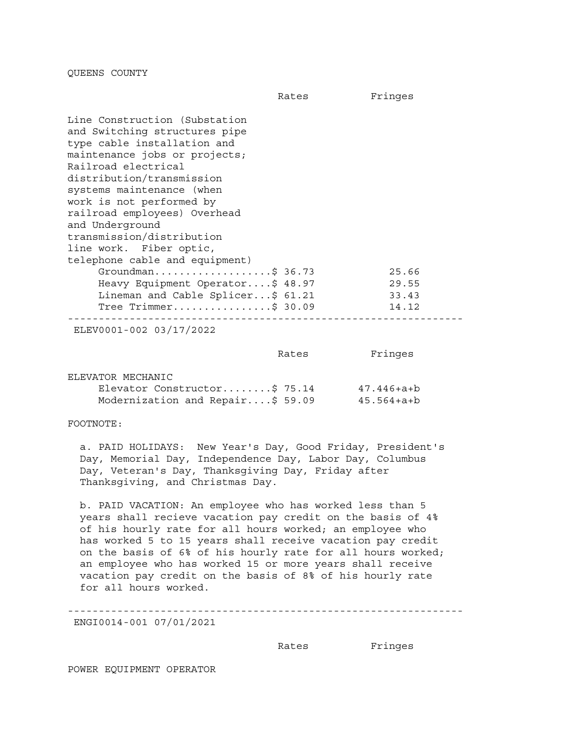QUEENS COUNTY

| | Rates | Fringes |
|---|---|---|
| Line Construction (Substation and Switching structures pipe type cable installation and maintenance jobs or projects; Railroad electrical distribution/transmission systems maintenance (when work is not performed by railroad employees) Overhead and Underground transmission/distribution line work. Fiber optic, telephone cable and equipment) | | |
| Groundman | $ 36.73 | 25.66 |
| Heavy Equipment Operator | $ 48.97 | 29.55 |
| Lineman and Cable Splicer | $ 61.21 | 33.43 |
| Tree Trimmer | $ 30.09 | 14.12 |

---

ELEV0001-002 03/17/2022

| | Rates | Fringes |
|---|---|---|
| ELEVATOR MECHANIC | | |
| Elevator Constructor | $ 75.14 | 47.446+a+b |
| Modernization and Repair | $ 59.09 | 45.564+a+b |

FOOTNOTE:

a. PAID HOLIDAYS: New Year's Day, Good Friday, President's Day, Memorial Day, Independence Day, Labor Day, Columbus Day, Veteran's Day, Thanksgiving Day, Friday after Thanksgiving, and Christmas Day.

b. PAID VACATION: An employee who has worked less than 5 years shall recieve vacation pay credit on the basis of 4% of his hourly rate for all hours worked; an employee who has worked 5 to 15 years shall receive vacation pay credit on the basis of 6% of his hourly rate for all hours worked; an employee who has worked 15 or more years shall receive vacation pay credit on the basis of 8% of his hourly rate for all hours worked.

---

ENGI0014-001 07/01/2021

| | Rates | Fringes |
|---|---|---|
| POWER EQUIPMENT OPERATOR | | |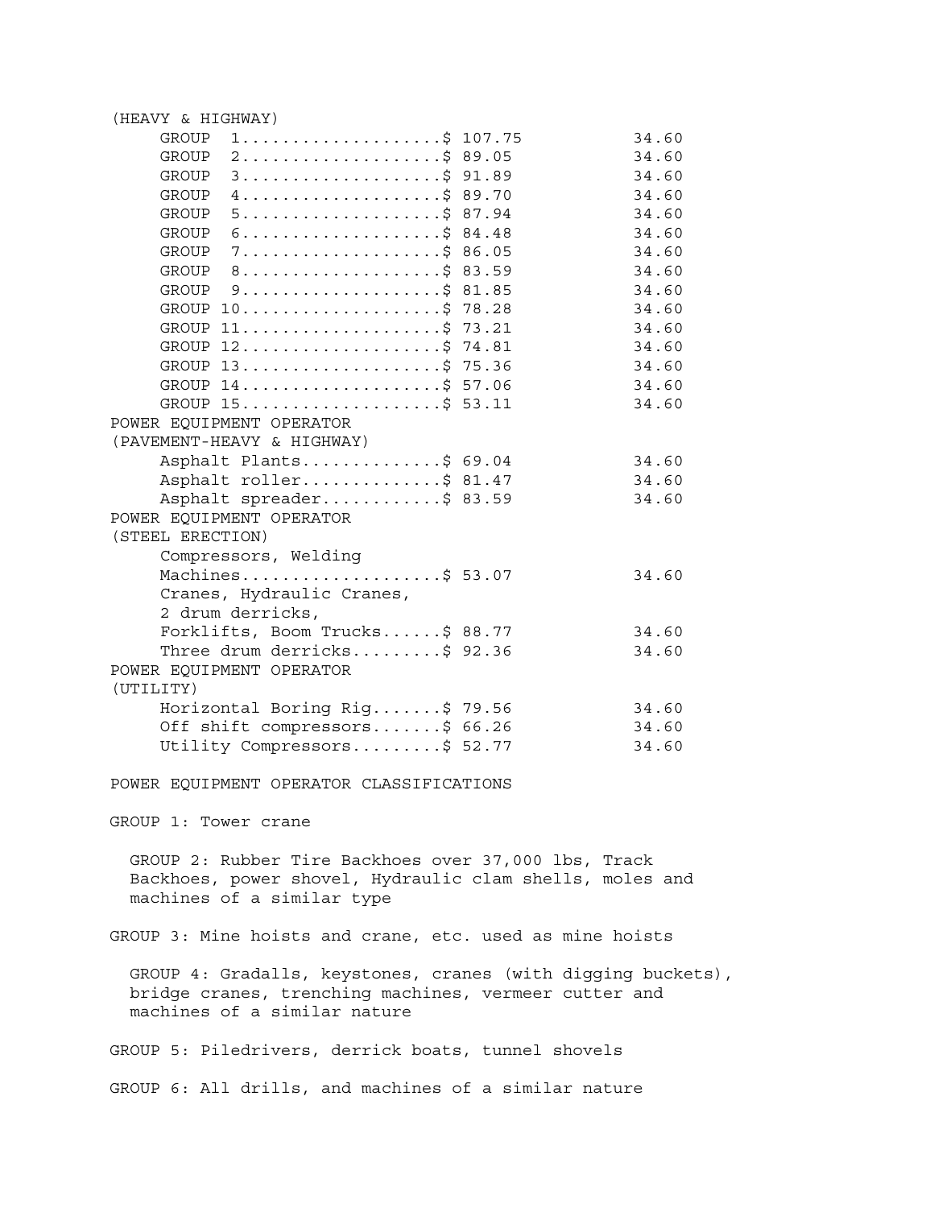| | | |
|---|---|---|
| (HEAVY & HIGHWAY) | | |
| GROUP 1 | $ 107.75 | 34.60 |
| GROUP 2 | $ 89.05 | 34.60 |
| GROUP 3 | $ 91.89 | 34.60 |
| GROUP 4 | $ 89.70 | 34.60 |
| GROUP 5 | $ 87.94 | 34.60 |
| GROUP 6 | $ 84.48 | 34.60 |
| GROUP 7 | $ 86.05 | 34.60 |
| GROUP 8 | $ 83.59 | 34.60 |
| GROUP 9 | $ 81.85 | 34.60 |
| GROUP 10 | $ 78.28 | 34.60 |
| GROUP 11 | $ 73.21 | 34.60 |
| GROUP 12 | $ 74.81 | 34.60 |
| GROUP 13 | $ 75.36 | 34.60 |
| GROUP 14 | $ 57.06 | 34.60 |
| GROUP 15 | $ 53.11 | 34.60 |
| POWER EQUIPMENT OPERATOR (PAVEMENT-HEAVY & HIGHWAY) | | |
| Asphalt Plants | $ 69.04 | 34.60 |
| Asphalt roller | $ 81.47 | 34.60 |
| Asphalt spreader | $ 83.59 | 34.60 |
| POWER EQUIPMENT OPERATOR (STEEL ERECTION) | | |
| Compressors, Welding Machines | $ 53.07 | 34.60 |
| Cranes, Hydraulic Cranes, 2 drum derricks, Forklifts, Boom Trucks | $ 88.77 | 34.60 |
| Three drum derricks | $ 92.36 | 34.60 |
| POWER EQUIPMENT OPERATOR (UTILITY) | | |
| Horizontal Boring Rig | $ 79.56 | 34.60 |
| Off shift compressors | $ 66.26 | 34.60 |
| Utility Compressors | $ 52.77 | 34.60 |

POWER EQUIPMENT OPERATOR CLASSIFICATIONS

GROUP 1: Tower crane

GROUP 2: Rubber Tire Backhoes over 37,000 lbs, Track Backhoes, power shovel, Hydraulic clam shells, moles and machines of a similar type

GROUP 3: Mine hoists and crane, etc. used as mine hoists

GROUP 4: Gradalls, keystones, cranes (with digging buckets), bridge cranes, trenching machines, vermeer cutter and machines of a similar nature

GROUP 5: Piledrivers, derrick boats, tunnel shovels

GROUP 6: All drills, and machines of a similar nature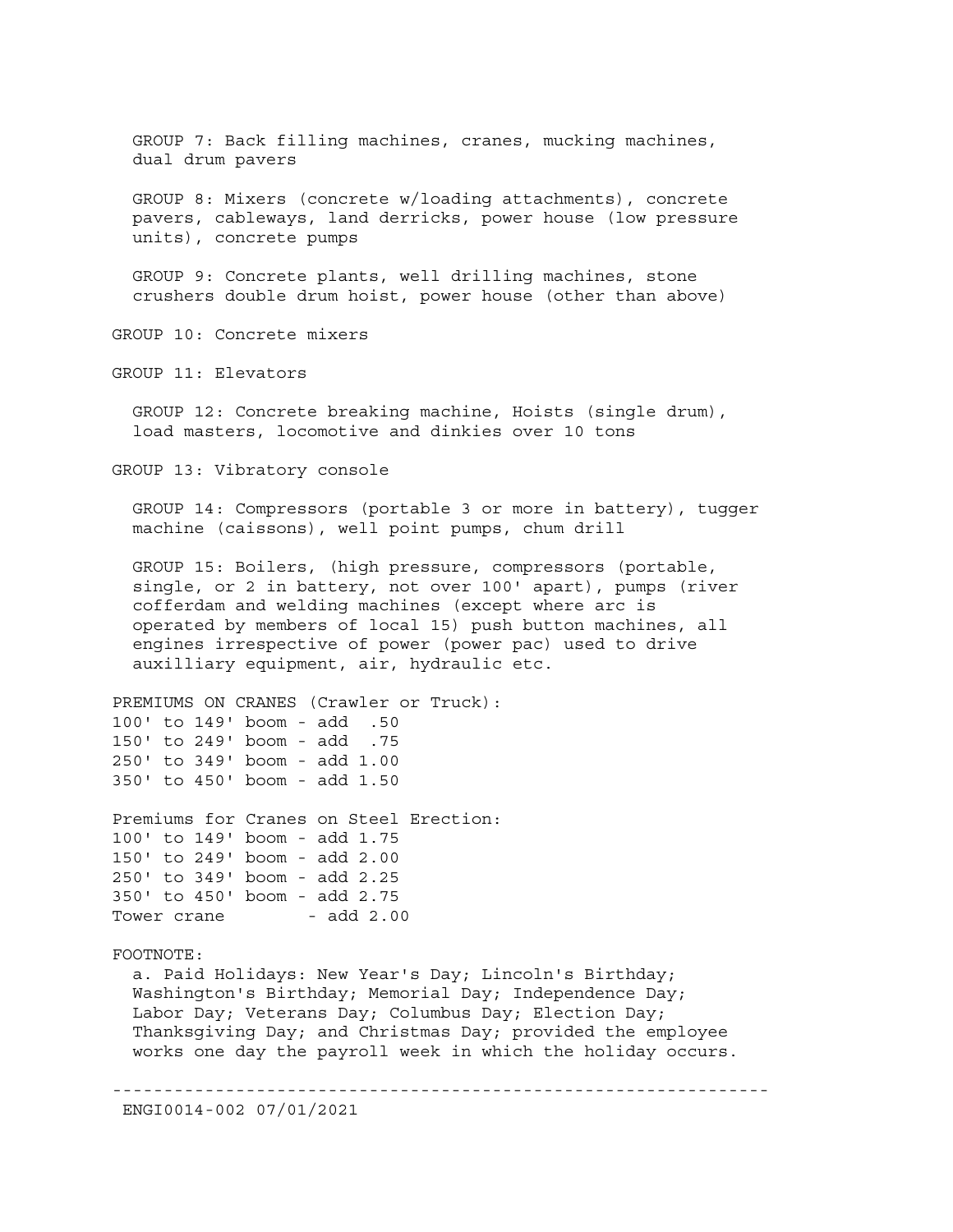GROUP 7: Back filling machines, cranes, mucking machines, dual drum pavers

GROUP 8: Mixers (concrete w/loading attachments), concrete pavers, cableways, land derricks, power house (low pressure units), concrete pumps

GROUP 9: Concrete plants, well drilling machines, stone crushers double drum hoist, power house (other than above)

GROUP 10: Concrete mixers

GROUP 11: Elevators

GROUP 12: Concrete breaking machine, Hoists (single drum), load masters, locomotive and dinkies over 10 tons

GROUP 13: Vibratory console

GROUP 14: Compressors (portable 3 or more in battery), tugger machine (caissons), well point pumps, chum drill

GROUP 15: Boilers, (high pressure, compressors (portable, single, or 2 in battery, not over 100' apart), pumps (river cofferdam and welding machines (except where arc is operated by members of local 15) push button machines, all engines irrespective of power (power pac) used to drive auxilliary equipment, air, hydraulic etc.

PREMIUMS ON CRANES (Crawler or Truck):
100' to 149' boom - add .50
150' to 249' boom - add .75
250' to 349' boom - add 1.00
350' to 450' boom - add 1.50

Premiums for Cranes on Steel Erection:
100' to 149' boom - add 1.75
150' to 249' boom - add 2.00
250' to 349' boom - add 2.25
350' to 450' boom - add 2.75
Tower crane - add 2.00

FOOTNOTE:

a. Paid Holidays: New Year's Day; Lincoln's Birthday; Washington's Birthday; Memorial Day; Independence Day; Labor Day; Veterans Day; Columbus Day; Election Day; Thanksgiving Day; and Christmas Day; provided the employee works one day the payroll week in which the holiday occurs.

---

ENGI0014-002 07/01/2021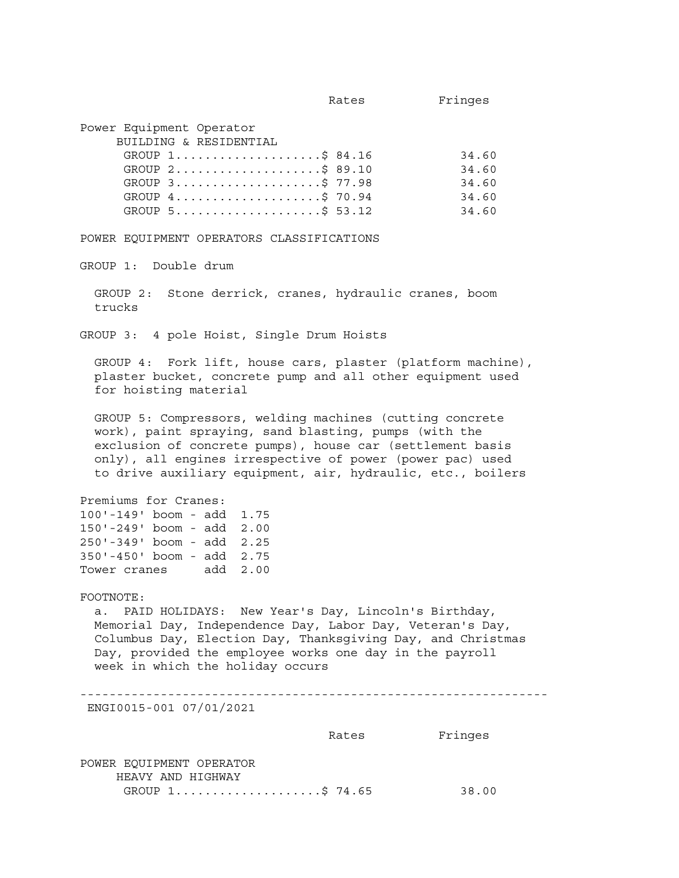| | Rates | Fringes |
|---|---|---|
| Power Equipment Operator | | |
| BUILDING & RESIDENTIAL | | |
| GROUP 1 | $ 84.16 | 34.60 |
| GROUP 2 | $ 89.10 | 34.60 |
| GROUP 3 | $ 77.98 | 34.60 |
| GROUP 4 | $ 70.94 | 34.60 |
| GROUP 5 | $ 53.12 | 34.60 |

POWER EQUIPMENT OPERATORS CLASSIFICATIONS

GROUP 1: Double drum

GROUP 2: Stone derrick, cranes, hydraulic cranes, boom trucks

GROUP 3: 4 pole Hoist, Single Drum Hoists

GROUP 4: Fork lift, house cars, plaster (platform machine), plaster bucket, concrete pump and all other equipment used for hoisting material

GROUP 5: Compressors, welding machines (cutting concrete work), paint spraying, sand blasting, pumps (with the exclusion of concrete pumps), house car (settlement basis only), all engines irrespective of power (power pac) used to drive auxiliary equipment, air, hydraulic, etc., boilers

Premiums for Cranes:
100'-149' boom - add 1.75
150'-249' boom - add 2.00
250'-349' boom - add 2.25
350'-450' boom - add 2.75
Tower cranes add 2.00

FOOTNOTE:
a. PAID HOLIDAYS: New Year's Day, Lincoln's Birthday, Memorial Day, Independence Day, Labor Day, Veteran's Day, Columbus Day, Election Day, Thanksgiving Day, and Christmas Day, provided the employee works one day in the payroll week in which the holiday occurs

---

ENGI0015-001 07/01/2021

| | Rates | Fringes |
|---|---|---|
| POWER EQUIPMENT OPERATOR | | |
| HEAVY AND HIGHWAY | | |
| GROUP 1 | $ 74.65 | 38.00 |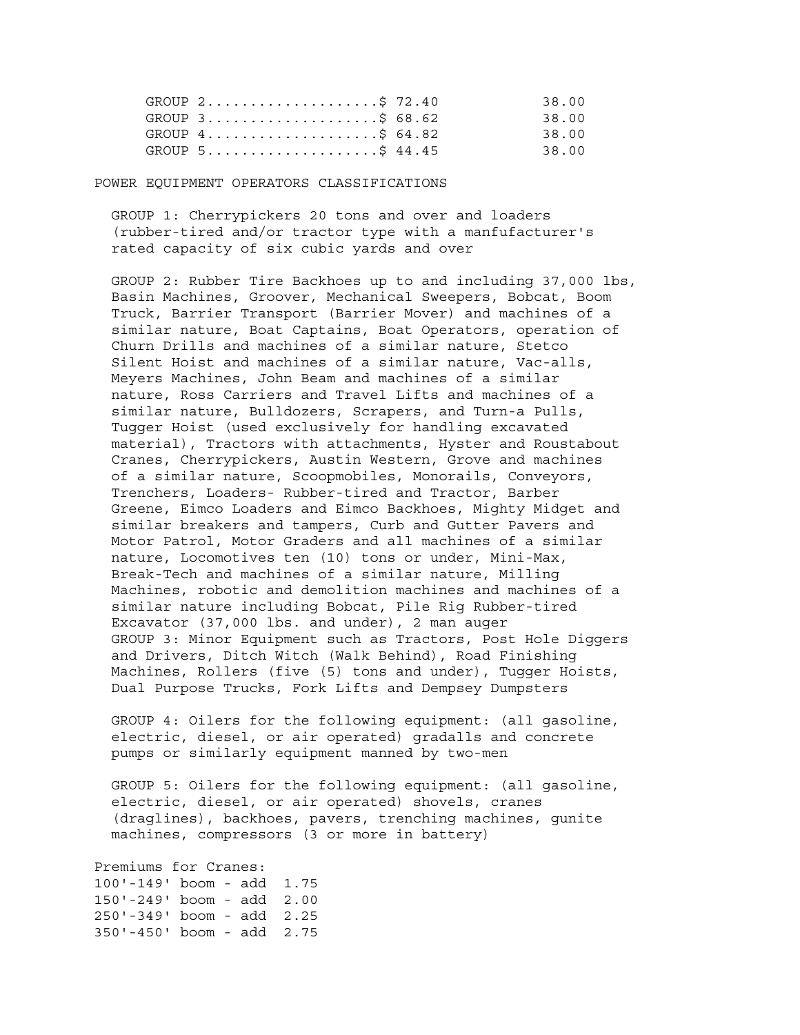| | | |
|---|---|---|
| GROUP 2 | $ 72.40 | 38.00 |
| GROUP 3 | $ 68.62 | 38.00 |
| GROUP 4 | $ 64.82 | 38.00 |
| GROUP 5 | $ 44.45 | 38.00 |

POWER EQUIPMENT OPERATORS CLASSIFICATIONS

GROUP 1: Cherrypickers 20 tons and over and loaders (rubber-tired and/or tractor type with a manfufacturer's rated capacity of six cubic yards and over

GROUP 2: Rubber Tire Backhoes up to and including 37,000 lbs, Basin Machines, Groover, Mechanical Sweepers, Bobcat, Boom Truck, Barrier Transport (Barrier Mover) and machines of a similar nature, Boat Captains, Boat Operators, operation of Churn Drills and machines of a similar nature, Stetco Silent Hoist and machines of a similar nature, Vac-alls, Meyers Machines, John Beam and machines of a similar nature, Ross Carriers and Travel Lifts and machines of a similar nature, Bulldozers, Scrapers, and Turn-a Pulls, Tugger Hoist (used exclusively for handling excavated material), Tractors with attachments, Hyster and Roustabout Cranes, Cherrypickers, Austin Western, Grove and machines of a similar nature, Scoopmobiles, Monorails, Conveyors, Trenchers, Loaders- Rubber-tired and Tractor, Barber Greene, Eimco Loaders and Eimco Backhoes, Mighty Midget and similar breakers and tampers, Curb and Gutter Pavers and Motor Patrol, Motor Graders and all machines of a similar nature, Locomotives ten (10) tons or under, Mini-Max, Break-Tech and machines of a similar nature, Milling Machines, robotic and demolition machines and machines of a similar nature including Bobcat, Pile Rig Rubber-tired Excavator (37,000 lbs. and under), 2 man auger

GROUP 3: Minor Equipment such as Tractors, Post Hole Diggers and Drivers, Ditch Witch (Walk Behind), Road Finishing Machines, Rollers (five (5) tons and under), Tugger Hoists, Dual Purpose Trucks, Fork Lifts and Dempsey Dumpsters

GROUP 4: Oilers for the following equipment: (all gasoline, electric, diesel, or air operated) gradalls and concrete pumps or similarly equipment manned by two-men

GROUP 5: Oilers for the following equipment: (all gasoline, electric, diesel, or air operated) shovels, cranes (draglines), backhoes, pavers, trenching machines, gunite machines, compressors (3 or more in battery)

Premiums for Cranes:
100'-149' boom - add 1.75
150'-249' boom - add 2.00
250'-349' boom - add 2.25
350'-450' boom - add 2.75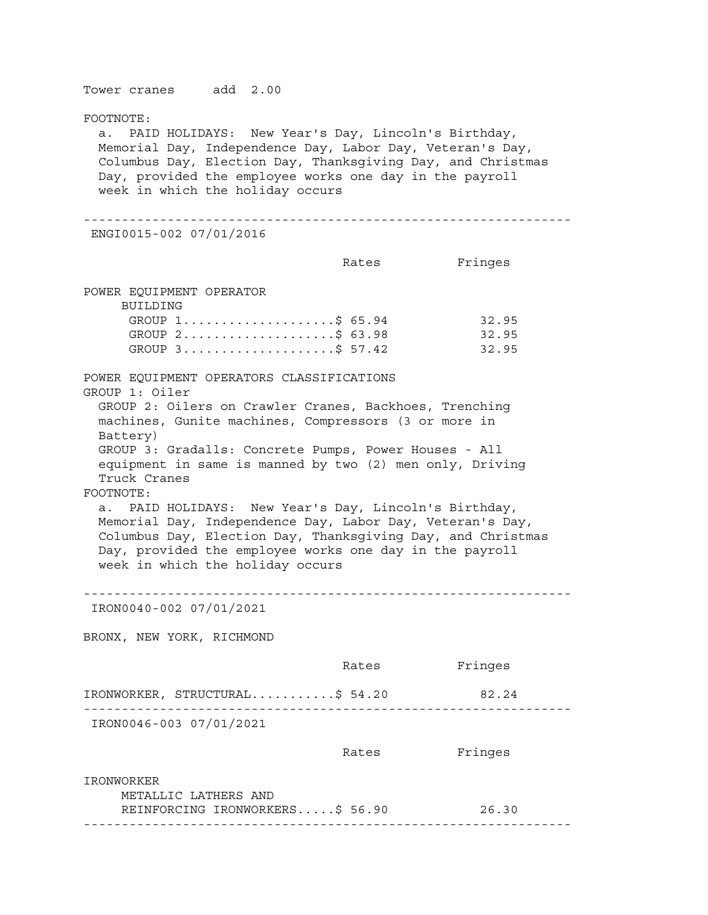Tower cranes add 2.00

FOOTNOTE:

a. PAID HOLIDAYS: New Year's Day, Lincoln's Birthday, Memorial Day, Independence Day, Labor Day, Veteran's Day, Columbus Day, Election Day, Thanksgiving Day, and Christmas Day, provided the employee works one day in the payroll week in which the holiday occurs

----------------------------------------------------------------

ENGI0015-002 07/01/2016

| | Rates | Fringes |
|---|---|---|
| POWER EQUIPMENT OPERATOR | | |
| BUILDING | | |
| GROUP 1 | $ 65.94 | 32.95 |
| GROUP 2 | $ 63.98 | 32.95 |
| GROUP 3 | $ 57.42 | 32.95 |

POWER EQUIPMENT OPERATORS CLASSIFICATIONS

GROUP 1: Oiler

GROUP 2: Oilers on Crawler Cranes, Backhoes, Trenching machines, Gunite machines, Compressors (3 or more in Battery)

GROUP 3: Gradalls: Concrete Pumps, Power Houses - All equipment in same is manned by two (2) men only, Driving Truck Cranes

FOOTNOTE:

a. PAID HOLIDAYS: New Year's Day, Lincoln's Birthday, Memorial Day, Independence Day, Labor Day, Veteran's Day, Columbus Day, Election Day, Thanksgiving Day, and Christmas Day, provided the employee works one day in the payroll week in which the holiday occurs

----------------------------------------------------------------

IRON0040-002 07/01/2021

BRONX, NEW YORK, RICHMOND

| | Rates | Fringes |
|---|---|---|
| IRONWORKER, STRUCTURAL | $ 54.20 | 82.24 |

----------------------------------------------------------------

IRON0046-003 07/01/2021

| | Rates | Fringes |
|---|---|---|
| IRONWORKER | | |
| METALLIC LATHERS AND REINFORCING IRONWORKERS | $ 56.90 | 26.30 |

----------------------------------------------------------------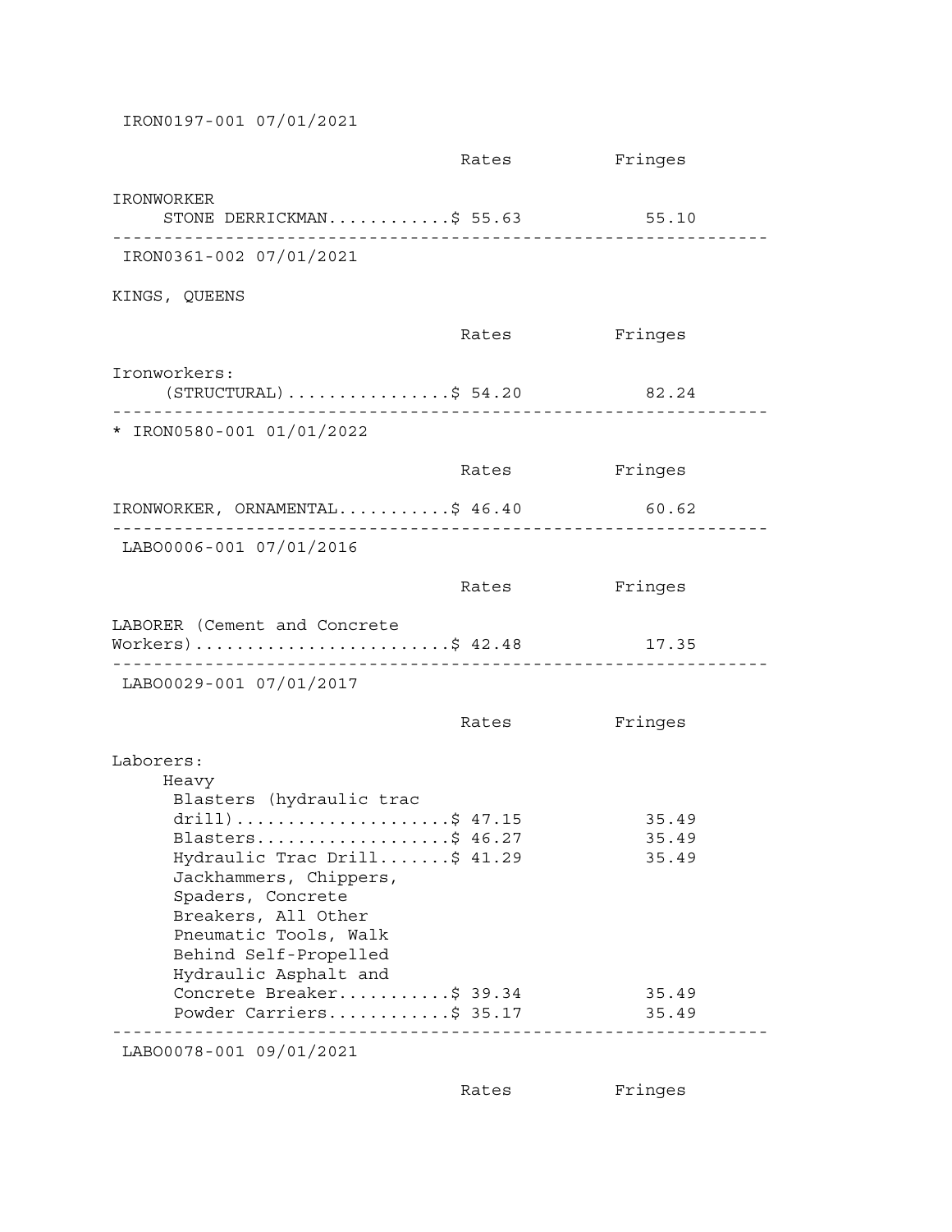IRON0197-001 07/01/2021

| | Rates | Fringes |
|---|---|---|
| IRONWORKER | | |
| STONE DERRICKMAN | $ 55.63 | 55.10 |

---

IRON0361-002 07/01/2021

KINGS, QUEENS

| | Rates | Fringes |
|---|---|---|
| Ironworkers: | | |
| (STRUCTURAL) | $ 54.20 | 82.24 |

---

* IRON0580-001 01/01/2022

| | Rates | Fringes |
|---|---|---|
| IRONWORKER, ORNAMENTAL | $ 46.40 | 60.62 |

---

LABO0006-001 07/01/2016

| | Rates | Fringes |
|---|---|---|
| LABORER (Cement and Concrete Workers) | $ 42.48 | 17.35 |

---

LABO0029-001 07/01/2017

| | Rates | Fringes |
|---|---|---|
| Laborers: | | |
| Heavy | | |
| Blasters (hydraulic trac drill) | $ 47.15 | 35.49 |
| Blasters | $ 46.27 | 35.49 |
| Hydraulic Trac Drill | $ 41.29 | 35.49 |
| Jackhammers, Chippers, Spaders, Concrete Breakers, All Other Pneumatic Tools, Walk Behind Self-Propelled Hydraulic Asphalt and Concrete Breaker | $ 39.34 | 35.49 |
| Powder Carriers | $ 35.17 | 35.49 |

---

LABO0078-001 09/01/2021

| | Rates | Fringes |
|---|---|---|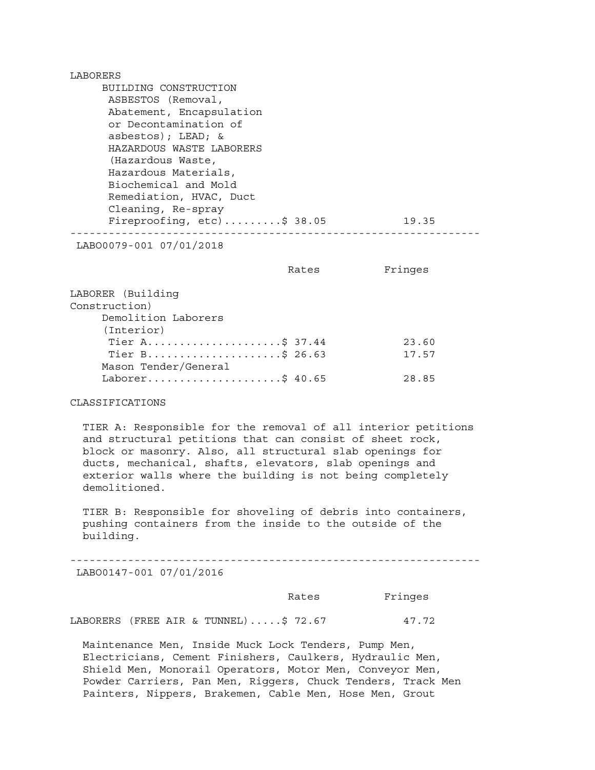LABORERS

| | Rates | Fringes |
|---|---|---|
| BUILDING CONSTRUCTION | | |
| ASBESTOS (Removal, Abatement, Encapsulation or Decontamination of asbestos); LEAD; & HAZARDOUS WASTE LABORERS (Hazardous Waste, Hazardous Materials, Biochemical and Mold Remediation, HVAC, Duct Cleaning, Re-spray Fireproofing, etc) | $ 38.05 | 19.35 |

---

LABO0079-001 07/01/2018

| | Rates | Fringes |
|---|---|---|
| LABORER (Building Construction) | | |
| Demolition Laborers (Interior) | | |
| Tier A | $ 37.44 | 23.60 |
| Tier B | $ 26.63 | 17.57 |
| Mason Tender/General Laborer | $ 40.65 | 28.85 |

CLASSIFICATIONS

TIER A: Responsible for the removal of all interior petitions and structural petitions that can consist of sheet rock, block or masonry. Also, all structural slab openings for ducts, mechanical, shafts, elevators, slab openings and exterior walls where the building is not being completely demolitioned.

TIER B: Responsible for shoveling of debris into containers, pushing containers from the inside to the outside of the building.

---

LABO0147-001 07/01/2016

| | Rates | Fringes |
|---|---|---|
| LABORERS (FREE AIR & TUNNEL) | $ 72.67 | 47.72 |

Maintenance Men, Inside Muck Lock Tenders, Pump Men, Electricians, Cement Finishers, Caulkers, Hydraulic Men, Shield Men, Monorail Operators, Motor Men, Conveyor Men, Powder Carriers, Pan Men, Riggers, Chuck Tenders, Track Men Painters, Nippers, Brakemen, Cable Men, Hose Men, Grout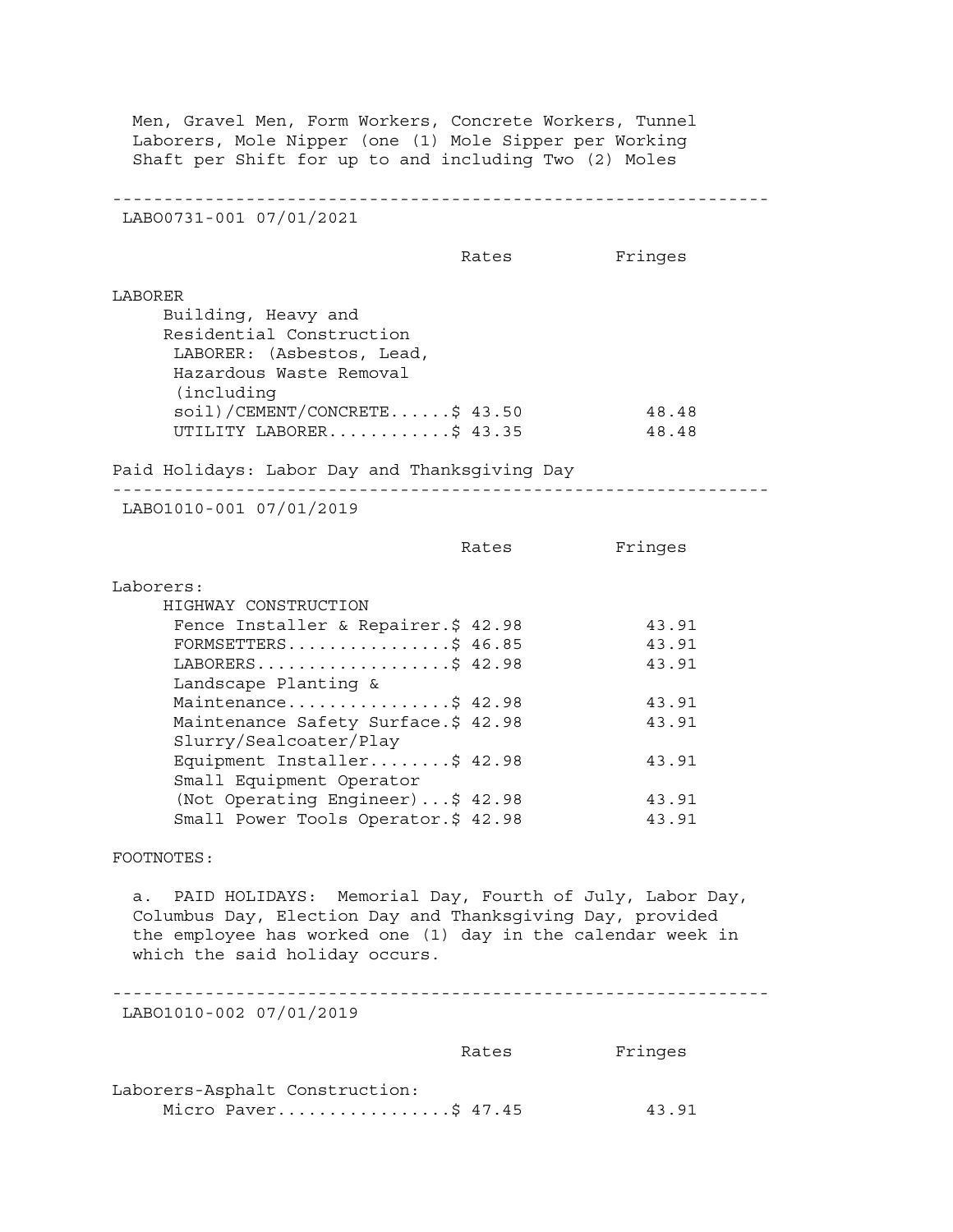Men, Gravel Men, Form Workers, Concrete Workers, Tunnel Laborers, Mole Nipper (one (1) Mole Sipper per Working Shaft per Shift for up to and including Two (2) Moles

---

LABO0731-001 07/01/2021

| | Rates | Fringes |
|---|---|---|
| LABORER | | |
| Building, Heavy and Residential Construction | | |
| LABORER: (Asbestos, Lead, Hazardous Waste Removal (including soil)/CEMENT/CONCRETE | $ 43.50 | 48.48 |
| UTILITY LABORER | $ 43.35 | 48.48 |

Paid Holidays: Labor Day and Thanksgiving Day

---

LABO1010-001 07/01/2019

| | Rates | Fringes |
|---|---|---|
| Laborers: | | |
| HIGHWAY CONSTRUCTION | | |
| Fence Installer & Repairer | $ 42.98 | 43.91 |
| FORMSETTERS | $ 46.85 | 43.91 |
| LABORERS | $ 42.98 | 43.91 |
| Landscape Planting & Maintenance | $ 42.98 | 43.91 |
| Maintenance Safety Surface | $ 42.98 | 43.91 |
| Slurry/Sealcoater/Play Equipment Installer | $ 42.98 | 43.91 |
| Small Equipment Operator (Not Operating Engineer) | $ 42.98 | 43.91 |
| Small Power Tools Operator | $ 42.98 | 43.91 |

FOOTNOTES:

a. PAID HOLIDAYS: Memorial Day, Fourth of July, Labor Day, Columbus Day, Election Day and Thanksgiving Day, provided the employee has worked one (1) day in the calendar week in which the said holiday occurs.

---

LABO1010-002 07/01/2019

| | Rates | Fringes |
|---|---|---|
| Laborers-Asphalt Construction: | | |
| Micro Paver | $ 47.45 | 43.91 |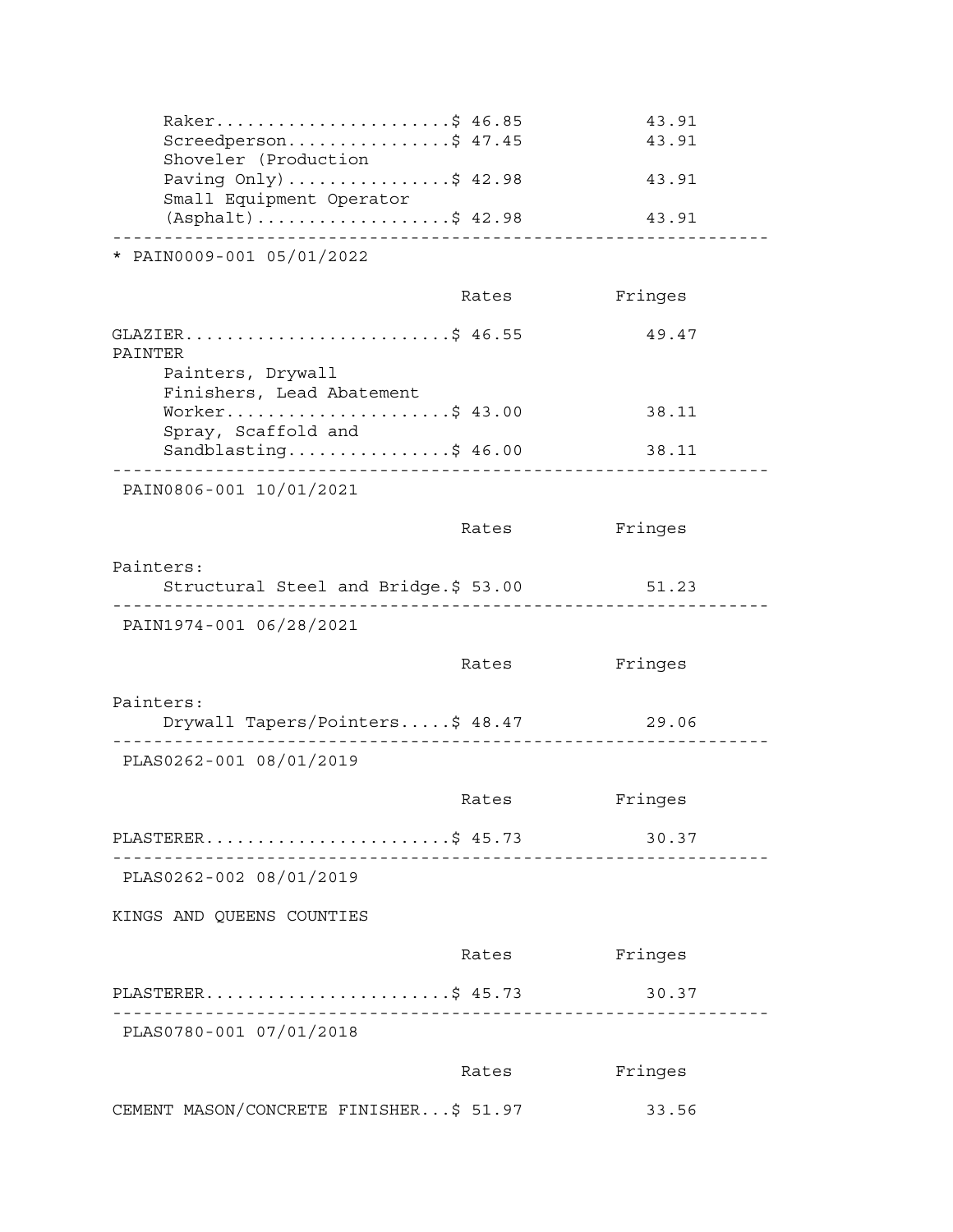| | Rates | Fringes |
|---|---|---|
| Raker | $ 46.85 | 43.91 |
| Screedperson | $ 47.45 | 43.91 |
| Shoveler (Production Paving Only) | $ 42.98 | 43.91 |
| Small Equipment Operator (Asphalt) | $ 42.98 | 43.91 |

---

* PAIN0009-001 05/01/2022

| | Rates | Fringes |
|---|---|---|
| GLAZIER | $ 46.55 | 49.47 |
| PAINTER | | |
| Painters, Drywall Finishers, Lead Abatement Worker | $ 43.00 | 38.11 |
| Spray, Scaffold and Sandblasting | $ 46.00 | 38.11 |

---

PAIN0806-001 10/01/2021

| | Rates | Fringes |
|---|---|---|
| Painters: | | |
| Structural Steel and Bridge | $ 53.00 | 51.23 |

---

PAIN1974-001 06/28/2021

| | Rates | Fringes |
|---|---|---|
| Painters: | | |
| Drywall Tapers/Pointers | $ 48.47 | 29.06 |

---

PLAS0262-001 08/01/2019

| | Rates | Fringes |
|---|---|---|
| PLASTERER | $ 45.73 | 30.37 |

---

PLAS0262-002 08/01/2019

KINGS AND QUEENS COUNTIES

| | Rates | Fringes |
|---|---|---|
| PLASTERER | $ 45.73 | 30.37 |

---

PLAS0780-001 07/01/2018

| | Rates | Fringes |
|---|---|---|
| CEMENT MASON/CONCRETE FINISHER | $ 51.97 | 33.56 |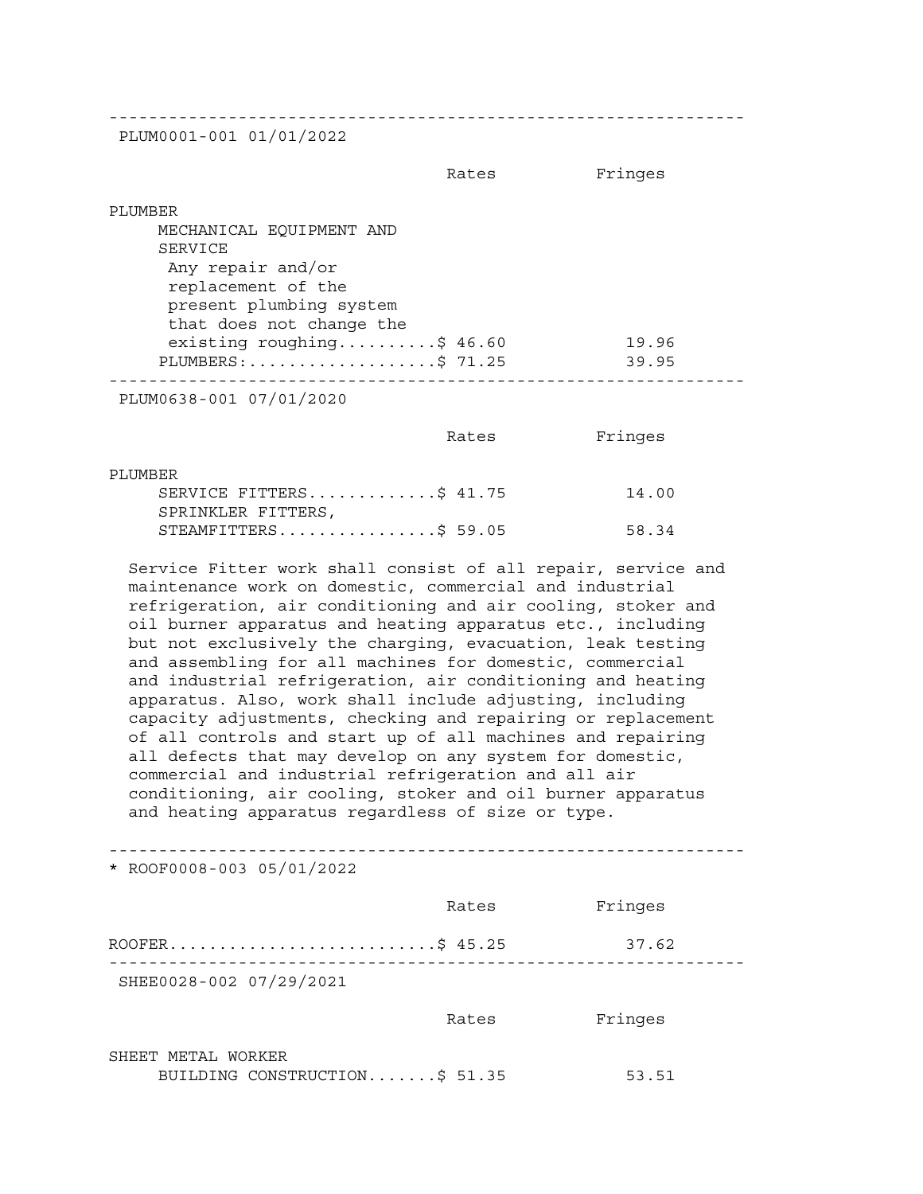---

PLUM0001-001 01/01/2022

| | Rates | Fringes |
|---|---|---|
| PLUMBER | | |
| MECHANICAL EQUIPMENT AND SERVICE | | |
| Any repair and/or replacement of the present plumbing system that does not change the existing roughing | $ 46.60 | 19.96 |
| PLUMBERS: | $ 71.25 | 39.95 |

---

PLUM0638-001 07/01/2020

| | Rates | Fringes |
|---|---|---|
| PLUMBER | | |
| SERVICE FITTERS | $ 41.75 | 14.00 |
| SPRINKLER FITTERS, STEAMFITTERS | $ 59.05 | 58.34 |

Service Fitter work shall consist of all repair, service and maintenance work on domestic, commercial and industrial refrigeration, air conditioning and air cooling, stoker and oil burner apparatus and heating apparatus etc., including but not exclusively the charging, evacuation, leak testing and assembling for all machines for domestic, commercial and industrial refrigeration, air conditioning and heating apparatus. Also, work shall include adjusting, including capacity adjustments, checking and repairing or replacement of all controls and start up of all machines and repairing all defects that may develop on any system for domestic, commercial and industrial refrigeration and all air conditioning, air cooling, stoker and oil burner apparatus and heating apparatus regardless of size or type.

---

* ROOF0008-003 05/01/2022

| | Rates | Fringes |
|---|---|---|
| ROOFER | $ 45.25 | 37.62 |

---

SHEE0028-002 07/29/2021

| | Rates | Fringes |
|---|---|---|
| SHEET METAL WORKER | | |
| BUILDING CONSTRUCTION | $ 51.35 | 53.51 |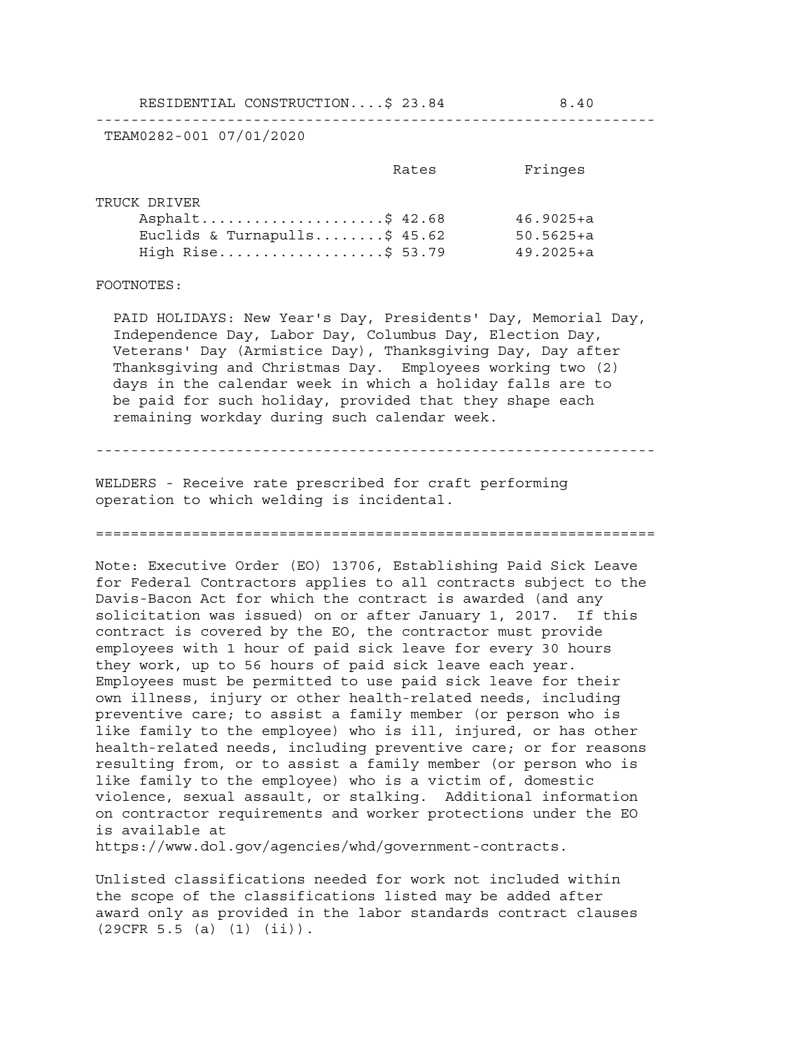| | Rates | Fringes |
|---|---|---|
| RESIDENTIAL CONSTRUCTION....$ 23.84 | | 8.40 |

---

TEAM0282-001 07/01/2020

| | Rates | Fringes |
|---|---|---|
| TRUCK DRIVER | | |
| Asphalt | $ 42.68 | 46.9025+a |
| Euclids & Turnapulls | $ 45.62 | 50.5625+a |
| High Rise | $ 53.79 | 49.2025+a |

FOOTNOTES:

PAID HOLIDAYS: New Year's Day, Presidents' Day, Memorial Day, Independence Day, Labor Day, Columbus Day, Election Day, Veterans' Day (Armistice Day), Thanksgiving Day, Day after Thanksgiving and Christmas Day. Employees working two (2) days in the calendar week in which a holiday falls are to be paid for such holiday, provided that they shape each remaining workday during such calendar week.

---

WELDERS - Receive rate prescribed for craft performing operation to which welding is incidental.

---

Note: Executive Order (EO) 13706, Establishing Paid Sick Leave for Federal Contractors applies to all contracts subject to the Davis-Bacon Act for which the contract is awarded (and any solicitation was issued) on or after January 1, 2017. If this contract is covered by the EO, the contractor must provide employees with 1 hour of paid sick leave for every 30 hours they work, up to 56 hours of paid sick leave each year. Employees must be permitted to use paid sick leave for their own illness, injury or other health-related needs, including preventive care; to assist a family member (or person who is like family to the employee) who is ill, injured, or has other health-related needs, including preventive care; or for reasons resulting from, or to assist a family member (or person who is like family to the employee) who is a victim of, domestic violence, sexual assault, or stalking. Additional information on contractor requirements and worker protections under the EO is available at https://www.dol.gov/agencies/whd/government-contracts.

Unlisted classifications needed for work not included within the scope of the classifications listed may be added after award only as provided in the labor standards contract clauses (29CFR 5.5 (a) (1) (ii)).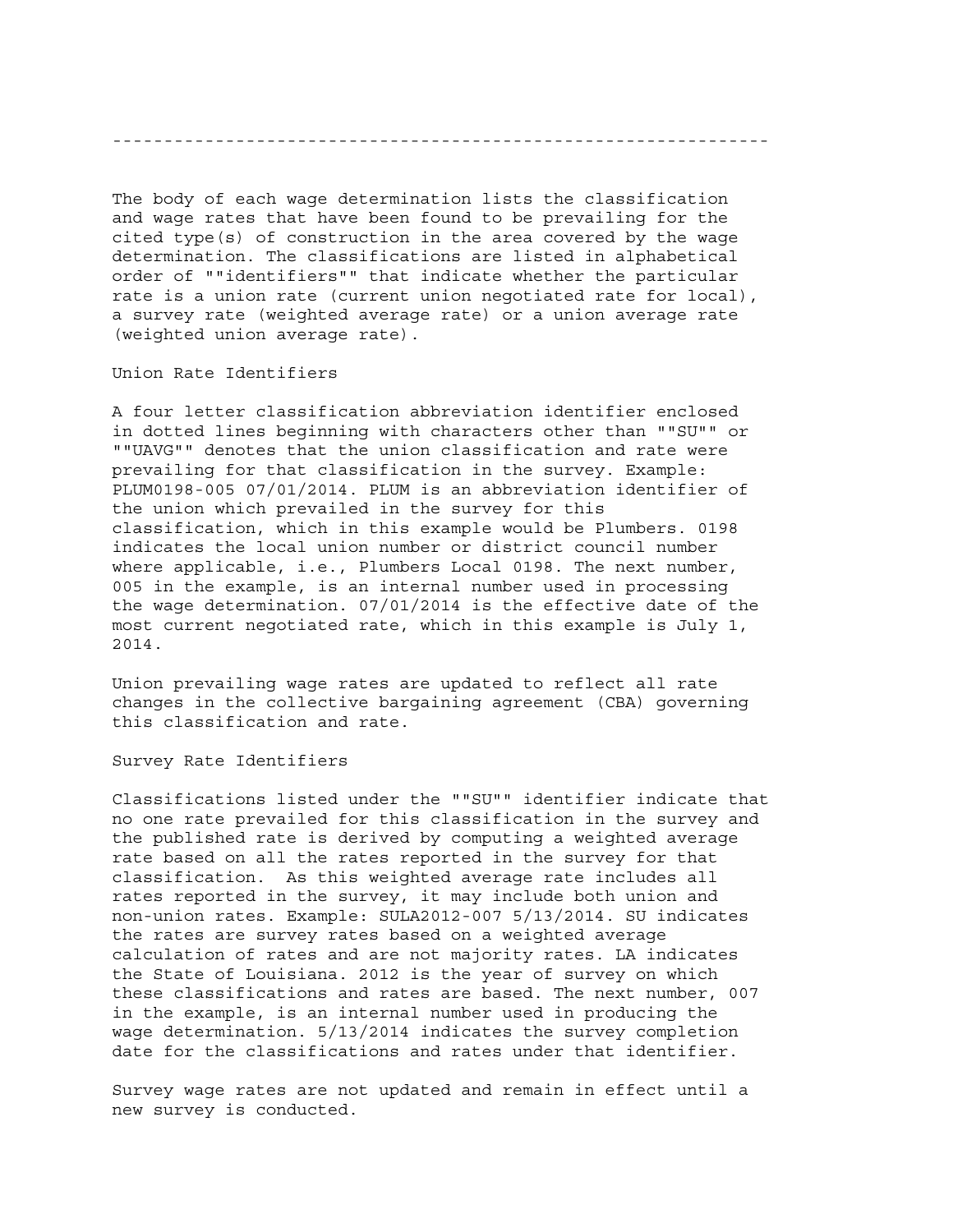----------------------------------------------------------------

The body of each wage determination lists the classification and wage rates that have been found to be prevailing for the cited type(s) of construction in the area covered by the wage determination. The classifications are listed in alphabetical order of ""identifiers"" that indicate whether the particular rate is a union rate (current union negotiated rate for local), a survey rate (weighted average rate) or a union average rate (weighted union average rate).

Union Rate Identifiers

A four letter classification abbreviation identifier enclosed in dotted lines beginning with characters other than ""SU"" or ""UAVG"" denotes that the union classification and rate were prevailing for that classification in the survey. Example: PLUM0198-005 07/01/2014. PLUM is an abbreviation identifier of the union which prevailed in the survey for this classification, which in this example would be Plumbers. 0198 indicates the local union number or district council number where applicable, i.e., Plumbers Local 0198. The next number, 005 in the example, is an internal number used in processing the wage determination. 07/01/2014 is the effective date of the most current negotiated rate, which in this example is July 1, 2014.

Union prevailing wage rates are updated to reflect all rate changes in the collective bargaining agreement (CBA) governing this classification and rate.

Survey Rate Identifiers

Classifications listed under the ""SU"" identifier indicate that no one rate prevailed for this classification in the survey and the published rate is derived by computing a weighted average rate based on all the rates reported in the survey for that classification. As this weighted average rate includes all rates reported in the survey, it may include both union and non-union rates. Example: SULA2012-007 5/13/2014. SU indicates the rates are survey rates based on a weighted average calculation of rates and are not majority rates. LA indicates the State of Louisiana. 2012 is the year of survey on which these classifications and rates are based. The next number, 007 in the example, is an internal number used in producing the wage determination. 5/13/2014 indicates the survey completion date for the classifications and rates under that identifier.

Survey wage rates are not updated and remain in effect until a new survey is conducted.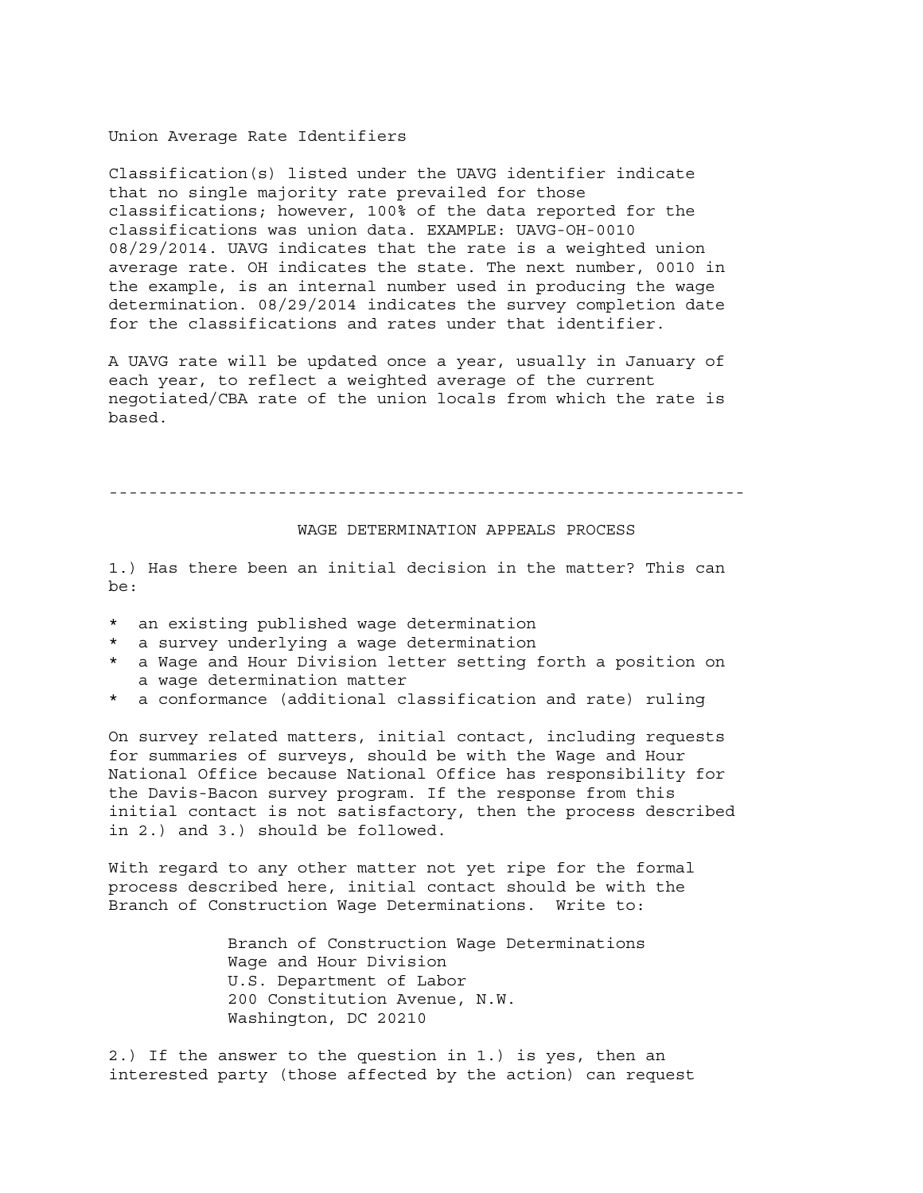Union Average Rate Identifiers

Classification(s) listed under the UAVG identifier indicate that no single majority rate prevailed for those classifications; however, 100% of the data reported for the classifications was union data. EXAMPLE: UAVG-OH-0010 08/29/2014. UAVG indicates that the rate is a weighted union average rate. OH indicates the state. The next number, 0010 in the example, is an internal number used in producing the wage determination. 08/29/2014 indicates the survey completion date for the classifications and rates under that identifier.

A UAVG rate will be updated once a year, usually in January of each year, to reflect a weighted average of the current negotiated/CBA rate of the union locals from which the rate is based.

---

## WAGE DETERMINATION APPEALS PROCESS

1.) Has there been an initial decision in the matter? This can be:

* an existing published wage determination
* a survey underlying a wage determination
* a Wage and Hour Division letter setting forth a position on a wage determination matter
* a conformance (additional classification and rate) ruling

On survey related matters, initial contact, including requests for summaries of surveys, should be with the Wage and Hour National Office because National Office has responsibility for the Davis-Bacon survey program. If the response from this initial contact is not satisfactory, then the process described in 2.) and 3.) should be followed.

With regard to any other matter not yet ripe for the formal process described here, initial contact should be with the Branch of Construction Wage Determinations. Write to:

Branch of Construction Wage Determinations
Wage and Hour Division
U.S. Department of Labor
200 Constitution Avenue, N.W.
Washington, DC 20210

2.) If the answer to the question in 1.) is yes, then an interested party (those affected by the action) can request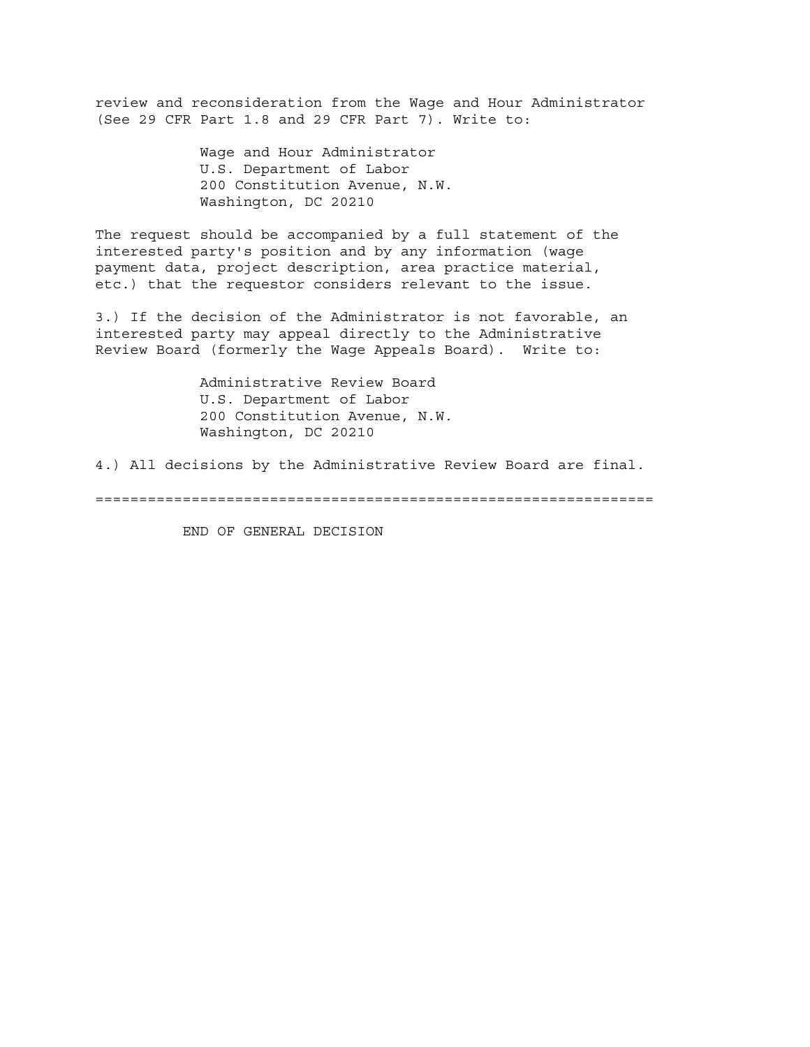review and reconsideration from the Wage and Hour Administrator (See 29 CFR Part 1.8 and 29 CFR Part 7). Write to:

Wage and Hour Administrator
U.S. Department of Labor
200 Constitution Avenue, N.W.
Washington, DC 20210

The request should be accompanied by a full statement of the interested party's position and by any information (wage payment data, project description, area practice material, etc.) that the requestor considers relevant to the issue.

3.) If the decision of the Administrator is not favorable, an interested party may appeal directly to the Administrative Review Board (formerly the Wage Appeals Board). Write to:

Administrative Review Board
U.S. Department of Labor
200 Constitution Avenue, N.W.
Washington, DC 20210

4.) All decisions by the Administrative Review Board are final.

================================================================

END OF GENERAL DECISION